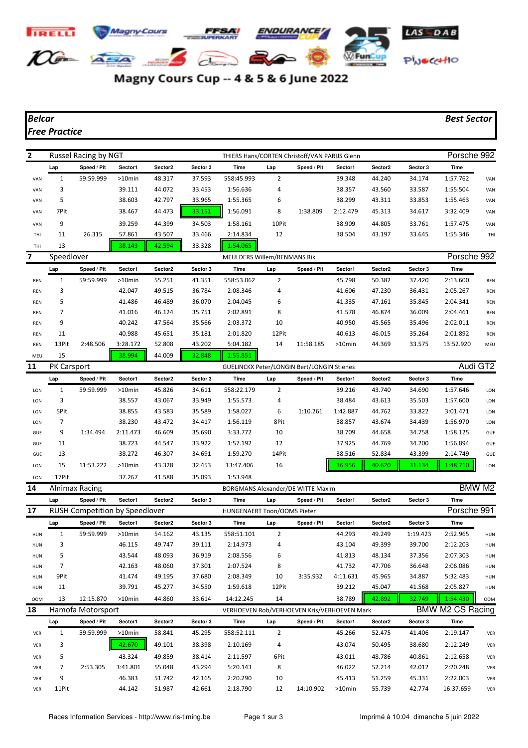# Magny Cours Cup -- 4 & 5 & 6 June 2022

***Belcar***
***Free Practice***

***Best Sector***

## 2 Russel Racing by NGT — THIERS Hans/CORTEN Christoff/VAN PARIJS Glenn — Porsche 992

| | Lap | Speed / Pit | Sector1 | Sector2 | Sector 3 | Time | Lap | Speed / Pit | Sector1 | Sector2 | Sector 3 | Time | |
|---|---|---|---|---|---|---|---|---|---|---|---|---|---|
| VAN | 1 | 59:59.999 | >10min | 48.317 | 37.593 | 558:45.993 | 2 | | 39.348 | 44.240 | 34.174 | 1:57.762 | VAN |
| VAN | 3 | | 39.111 | 44.072 | 33.453 | 1:56.636 | 4 | | 38.357 | 43.560 | 33.587 | 1:55.504 | VAN |
| VAN | 5 | | 38.603 | 42.797 | 33.965 | 1:55.365 | 6 | | 38.299 | 43.311 | 33.853 | 1:55.463 | VAN |
| VAN | 7Pit | | 38.467 | 44.473 | 33.151 | 1:56.091 | 8 | 1:38.809 | 2:12.479 | 45.313 | 34.617 | 3:32.409 | VAN |
| VAN | 9 | | 39.259 | 44.399 | 34.503 | 1:58.161 | 10Pit | | 38.909 | 44.805 | 33.761 | 1:57.475 | VAN |
| THI | 11 | 26.315 | 57.861 | 43.507 | 33.466 | 2:14.834 | 12 | | 38.504 | 43.197 | 33.645 | 1:55.346 | THI |
| THI | 13 | | 38.143 | 42.594 | 33.328 | 1:54.065 | | | | | | | |

## 7 Speedlover — MEULDERS Willem/RENMANS Rik — Porsche 992

| | Lap | Speed / Pit | Sector1 | Sector2 | Sector 3 | Time | Lap | Speed / Pit | Sector1 | Sector2 | Sector 3 | Time | |
|---|---|---|---|---|---|---|---|---|---|---|---|---|---|
| REN | 1 | 59:59.999 | >10min | 55.251 | 41.351 | 558:53.062 | 2 | | 45.798 | 50.382 | 37.420 | 2:13.600 | REN |
| REN | 3 | | 42.047 | 49.515 | 36.784 | 2:08.346 | 4 | | 41.606 | 47.230 | 36.431 | 2:05.267 | REN |
| REN | 5 | | 41.486 | 46.489 | 36.070 | 2:04.045 | 6 | | 41.335 | 47.161 | 35.845 | 2:04.341 | REN |
| REN | 7 | | 41.016 | 46.124 | 35.751 | 2:02.891 | 8 | | 41.578 | 46.874 | 36.009 | 2:04.461 | REN |
| REN | 9 | | 40.242 | 47.564 | 35.566 | 2:03.372 | 10 | | 40.950 | 45.565 | 35.496 | 2:02.011 | REN |
| REN | 11 | | 40.988 | 45.651 | 35.181 | 2:01.820 | 12Pit | | 40.613 | 46.015 | 35.264 | 2:01.892 | REN |
| REN | 13Pit | 2:48.506 | 3:28.172 | 52.808 | 43.202 | 5:04.182 | 14 | 11:58.185 | >10min | 44.369 | 33.575 | 13:52.920 | MEU |
| MEU | 15 | | 38.994 | 44.009 | 32.848 | 1:55.851 | | | | | | | |

## 11 PK Carsport — GUELINCKX Peter/LONGIN Bert/LONGIN Stienes — Audi GT2

| | Lap | Speed / Pit | Sector1 | Sector2 | Sector 3 | Time | Lap | Speed / Pit | Sector1 | Sector2 | Sector 3 | Time | |
|---|---|---|---|---|---|---|---|---|---|---|---|---|---|
| LON | 1 | 59:59.999 | >10min | 45.826 | 34.611 | 558:22.179 | 2 | | 39.216 | 43.740 | 34.690 | 1:57.646 | LON |
| LON | 3 | | 38.557 | 43.067 | 33.949 | 1:55.573 | 4 | | 38.484 | 43.613 | 35.503 | 1:57.600 | LON |
| LON | 5Pit | | 38.855 | 43.583 | 35.589 | 1:58.027 | 6 | 1:10.261 | 1:42.887 | 44.762 | 33.822 | 3:01.471 | LON |
| LON | 7 | | 38.230 | 43.472 | 34.417 | 1:56.119 | 8Pit | | 38.857 | 43.674 | 34.439 | 1:56.970 | LON |
| GUE | 9 | 1:34.494 | 2:11.473 | 46.609 | 35.690 | 3:33.772 | 10 | | 38.709 | 44.658 | 34.758 | 1:58.125 | GUE |
| GUE | 11 | | 38.723 | 44.547 | 33.922 | 1:57.192 | 12 | | 37.925 | 44.769 | 34.200 | 1:56.894 | GUE |
| GUE | 13 | | 38.272 | 46.307 | 34.691 | 1:59.270 | 14Pit | | 38.516 | 52.834 | 43.399 | 2:14.749 | GUE |
| LON | 15 | 11:53.222 | >10min | 43.328 | 32.453 | 13:47.406 | 16 | | 36.956 | 40.620 | 31.134 | 1:48.710 | LON |
| LON | 17Pit | | 37.267 | 41.588 | 35.093 | 1:53.948 | | | | | | | |

## 14 Alnimax Racing — BORGMANS Alexander/DE WITTE Maxim — BMW M2

| | Lap | Speed / Pit | Sector1 | Sector2 | Sector 3 | Time | Lap | Speed / Pit | Sector1 | Sector2 | Sector 3 | Time | |
|---|---|---|---|---|---|---|---|---|---|---|---|---|---|

## 17 RUSH Competition by Speedlover — HUNGENAERT Toon/OOMS Pieter — Porsche 991

| | Lap | Speed / Pit | Sector1 | Sector2 | Sector 3 | Time | Lap | Speed / Pit | Sector1 | Sector2 | Sector 3 | Time | |
|---|---|---|---|---|---|---|---|---|---|---|---|---|---|
| HUN | 1 | 59:59.999 | >10min | 54.162 | 43.135 | 558:51.101 | 2 | | 44.293 | 49.249 | 1:19.423 | 2:52.965 | HUN |
| HUN | 3 | | 46.115 | 49.747 | 39.111 | 2:14.973 | 4 | | 43.104 | 49.399 | 39.700 | 2:12.203 | HUN |
| HUN | 5 | | 43.544 | 48.093 | 36.919 | 2:08.556 | 6 | | 41.813 | 48.134 | 37.356 | 2:07.303 | HUN |
| HUN | 7 | | 42.163 | 48.060 | 37.301 | 2:07.524 | 8 | | 41.732 | 47.706 | 36.648 | 2:06.086 | HUN |
| HUN | 9Pit | | 41.474 | 49.195 | 37.680 | 2:08.349 | 10 | 3:35.932 | 4:11.631 | 45.965 | 34.887 | 5:32.483 | HUN |
| HUN | 11 | | 39.791 | 45.277 | 34.550 | 1:59.618 | 12Pit | | 39.212 | 45.047 | 41.568 | 2:05.827 | HUN |
| OOM | 13 | 12:15.870 | >10min | 44.860 | 33.614 | 14:12.245 | 14 | | 38.789 | 42.892 | 32.749 | 1:54.430 | OOM |

## 18 Hamofa Motorsport — VERHOEVEN Rob/VERHOEVEN Kris/VERHOEVEN Mark — BMW M2 CS Racing

| | Lap | Speed / Pit | Sector1 | Sector2 | Sector 3 | Time | Lap | Speed / Pit | Sector1 | Sector2 | Sector 3 | Time | |
|---|---|---|---|---|---|---|---|---|---|---|---|---|---|
| VER | 1 | 59:59.999 | >10min | 58.841 | 45.295 | 558:52.111 | 2 | | 45.266 | 52.475 | 41.406 | 2:19.147 | VER |
| VER | 3 | | 42.670 | 49.101 | 38.398 | 2:10.169 | 4 | | 43.074 | 50.495 | 38.680 | 2:12.249 | VER |
| VER | 5 | | 43.324 | 49.859 | 38.414 | 2:11.597 | 6Pit | | 43.011 | 48.786 | 40.861 | 2:12.658 | VER |
| VER | 7 | 2:53.305 | 3:41.801 | 55.048 | 43.294 | 5:20.143 | 8 | | 46.022 | 52.214 | 42.012 | 2:20.248 | VER |
| VER | 9 | | 46.383 | 51.742 | 42.165 | 2:20.290 | 10 | | 45.413 | 51.259 | 45.331 | 2:22.003 | VER |
| VER | 11Pit | | 44.142 | 51.987 | 42.661 | 2:18.790 | 12 | 14:10.902 | >10min | 55.739 | 42.774 | 16:37.659 | VER |

Races Information Services - http://www.ris-timing.be

Imprimé à 10:04 dimanche 5 juin 2022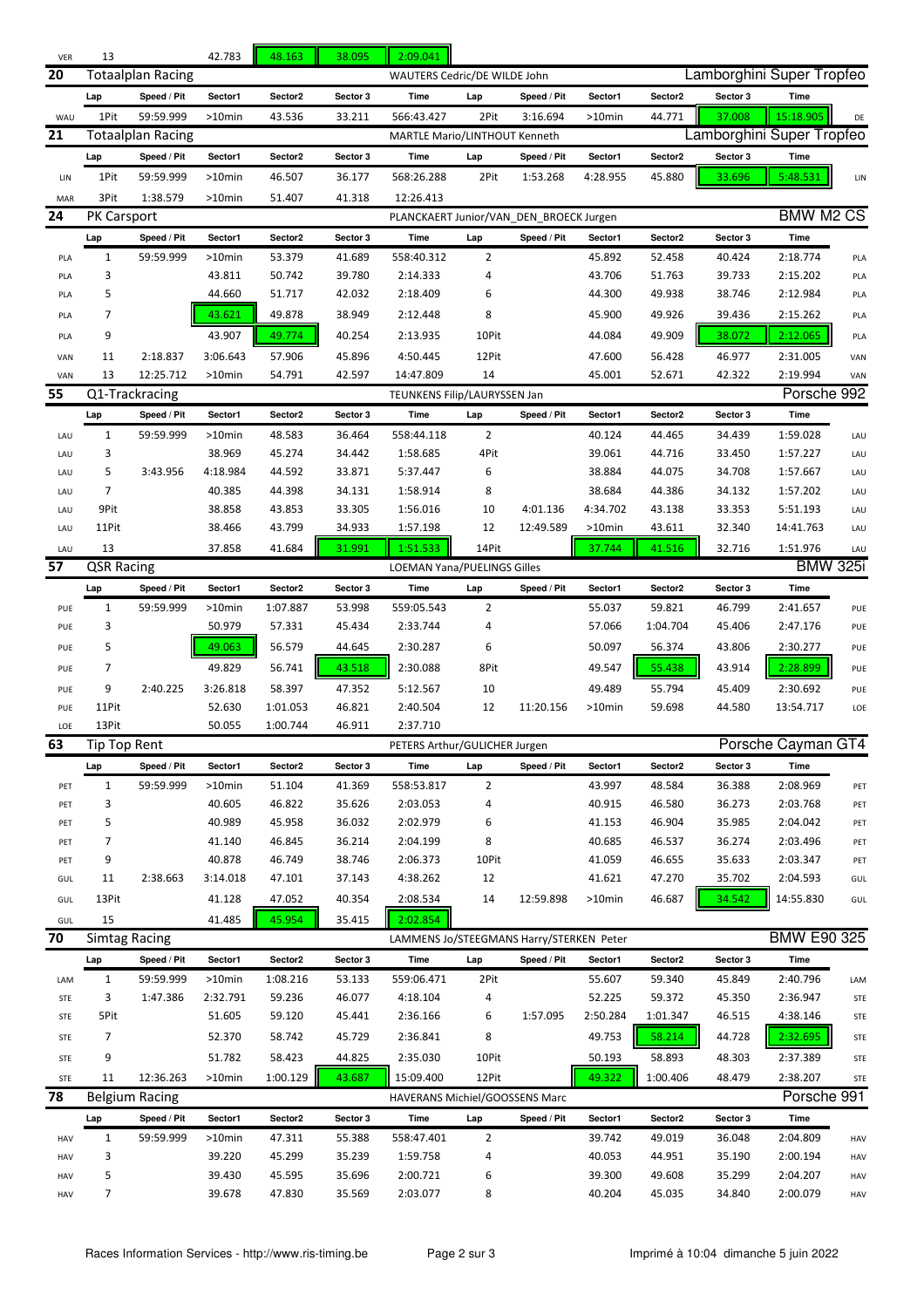| VER | 13 | | 42.783 | 48.163 | 38.095 | 2:09.041 | | | | | | | |
|---|---|---|---|---|---|---|---|---|---|---|---|---|---|

## 20 Totaalplan Racing — WAUTERS Cedric/DE WILDE John — Lamborghini Super Tropfeo

| | Lap | Speed / Pit | Sector1 | Sector2 | Sector 3 | Time | Lap | Speed / Pit | Sector1 | Sector2 | Sector 3 | Time | |
|---|---|---|---|---|---|---|---|---|---|---|---|---|---|
| WAU | 1Pit | 59:59.999 | >10min | 43.536 | 33.211 | 566:43.427 | 2Pit | 3:16.694 | >10min | 44.771 | 37.008 | 15:18.905 | DE |

## 21 Totaalplan Racing — MARTLE Mario/LINTHOUT Kenneth — Lamborghini Super Tropfeo

| | Lap | Speed / Pit | Sector1 | Sector2 | Sector 3 | Time | Lap | Speed / Pit | Sector1 | Sector2 | Sector 3 | Time | |
|---|---|---|---|---|---|---|---|---|---|---|---|---|---|
| LIN | 1Pit | 59:59.999 | >10min | 46.507 | 36.177 | 568:26.288 | 2Pit | 1:53.268 | 4:28.955 | 45.880 | 33.696 | 5:48.531 | LIN |
| MAR | 3Pit | 1:38.579 | >10min | 51.407 | 41.318 | 12:26.413 | | | | | | | |

## 24 PK Carsport — PLANCKAERT Junior/VAN_DEN_BROECK Jurgen — BMW M2 CS

| | Lap | Speed / Pit | Sector1 | Sector2 | Sector 3 | Time | Lap | Speed / Pit | Sector1 | Sector2 | Sector 3 | Time | |
|---|---|---|---|---|---|---|---|---|---|---|---|---|---|
| PLA | 1 | 59:59.999 | >10min | 53.379 | 41.689 | 558:40.312 | 2 | | 45.892 | 52.458 | 40.424 | 2:18.774 | PLA |
| PLA | 3 | | 43.811 | 50.742 | 39.780 | 2:14.333 | 4 | | 43.706 | 51.763 | 39.733 | 2:15.202 | PLA |
| PLA | 5 | | 44.660 | 51.717 | 42.032 | 2:18.409 | 6 | | 44.300 | 49.938 | 38.746 | 2:12.984 | PLA |
| PLA | 7 | | 43.621 | 49.878 | 38.949 | 2:12.448 | 8 | | 45.900 | 49.926 | 39.436 | 2:15.262 | PLA |
| PLA | 9 | | 43.907 | 49.774 | 40.254 | 2:13.935 | 10Pit | | 44.084 | 49.909 | 38.072 | 2:12.065 | PLA |
| VAN | 11 | 2:18.837 | 3:06.643 | 57.906 | 45.896 | 4:50.445 | 12Pit | | 47.600 | 56.428 | 46.977 | 2:31.005 | VAN |
| VAN | 13 | 12:25.712 | >10min | 54.791 | 42.597 | 14:47.809 | 14 | | 45.001 | 52.671 | 42.322 | 2:19.994 | VAN |

## 55 Q1-Trackracing — TEUNKENS Filip/LAURYSSEN Jan — Porsche 992

| | Lap | Speed / Pit | Sector1 | Sector2 | Sector 3 | Time | Lap | Speed / Pit | Sector1 | Sector2 | Sector 3 | Time | |
|---|---|---|---|---|---|---|---|---|---|---|---|---|---|
| LAU | 1 | 59:59.999 | >10min | 48.583 | 36.464 | 558:44.118 | 2 | | 40.124 | 44.465 | 34.439 | 1:59.028 | LAU |
| LAU | 3 | | 38.969 | 45.274 | 34.442 | 1:58.685 | 4Pit | | 39.061 | 44.716 | 33.450 | 1:57.227 | LAU |
| LAU | 5 | 3:43.956 | 4:18.984 | 44.592 | 33.871 | 5:37.447 | 6 | | 38.884 | 44.075 | 34.708 | 1:57.667 | LAU |
| LAU | 7 | | 40.385 | 44.398 | 34.131 | 1:58.914 | 8 | | 38.684 | 44.386 | 34.132 | 1:57.202 | LAU |
| LAU | 9Pit | | 38.858 | 43.853 | 33.305 | 1:56.016 | 10 | 4:01.136 | 4:34.702 | 43.138 | 33.353 | 5:51.193 | LAU |
| LAU | 11Pit | | 38.466 | 43.799 | 34.933 | 1:57.198 | 12 | 12:49.589 | >10min | 43.611 | 32.340 | 14:41.763 | LAU |
| LAU | 13 | | 37.858 | 41.684 | 31.991 | 1:51.533 | 14Pit | | 37.744 | 41.516 | 32.716 | 1:51.976 | LAU |

## 57 QSR Racing — LOEMAN Yana/PUELINGS Gilles — BMW 325i

| | Lap | Speed / Pit | Sector1 | Sector2 | Sector 3 | Time | Lap | Speed / Pit | Sector1 | Sector2 | Sector 3 | Time | |
|---|---|---|---|---|---|---|---|---|---|---|---|---|---|
| PUE | 1 | 59:59.999 | >10min | 1:07.887 | 53.998 | 559:05.543 | 2 | | 55.037 | 59.821 | 46.799 | 2:41.657 | PUE |
| PUE | 3 | | 50.979 | 57.331 | 45.434 | 2:33.744 | 4 | | 57.066 | 1:04.704 | 45.406 | 2:47.176 | PUE |
| PUE | 5 | | 49.063 | 56.579 | 44.645 | 2:30.287 | 6 | | 50.097 | 56.374 | 43.806 | 2:30.277 | PUE |
| PUE | 7 | | 49.829 | 56.741 | 43.518 | 2:30.088 | 8Pit | | 49.547 | 55.438 | 43.914 | 2:28.899 | PUE |
| PUE | 9 | 2:40.225 | 3:26.818 | 58.397 | 47.352 | 5:12.567 | 10 | | 49.489 | 55.794 | 45.409 | 2:30.692 | PUE |
| PUE | 11Pit | | 52.630 | 1:01.053 | 46.821 | 2:40.504 | 12 | 11:20.156 | >10min | 59.698 | 44.580 | 13:54.717 | LOE |
| LOE | 13Pit | | 50.055 | 1:00.744 | 46.911 | 2:37.710 | | | | | | | |

## 63 Tip Top Rent — PETERS Arthur/GULICHER Jurgen — Porsche Cayman GT4

| | Lap | Speed / Pit | Sector1 | Sector2 | Sector 3 | Time | Lap | Speed / Pit | Sector1 | Sector2 | Sector 3 | Time | |
|---|---|---|---|---|---|---|---|---|---|---|---|---|---|
| PET | 1 | 59:59.999 | >10min | 51.104 | 41.369 | 558:53.817 | 2 | | 43.997 | 48.584 | 36.388 | 2:08.969 | PET |
| PET | 3 | | 40.605 | 46.822 | 35.626 | 2:03.053 | 4 | | 40.915 | 46.580 | 36.273 | 2:03.768 | PET |
| PET | 5 | | 40.989 | 45.958 | 36.032 | 2:02.979 | 6 | | 41.153 | 46.904 | 35.985 | 2:04.042 | PET |
| PET | 7 | | 41.140 | 46.845 | 36.214 | 2:04.199 | 8 | | 40.685 | 46.537 | 36.274 | 2:03.496 | PET |
| PET | 9 | | 40.878 | 46.749 | 38.746 | 2:06.373 | 10Pit | | 41.059 | 46.655 | 35.633 | 2:03.347 | PET |
| GUL | 11 | 2:38.663 | 3:14.018 | 47.101 | 37.143 | 4:38.262 | 12 | | 41.621 | 47.270 | 35.702 | 2:04.593 | GUL |
| GUL | 13Pit | | 41.128 | 47.052 | 40.354 | 2:08.534 | 14 | 12:59.898 | >10min | 46.687 | 34.542 | 14:55.830 | GUL |
| GUL | 15 | | 41.485 | 45.954 | 35.415 | 2:02.854 | | | | | | | |

## 70 Simtag Racing — LAMMENS Jo/STEEGMANS Harry/STERKEN Peter — BMW E90 325

| | Lap | Speed / Pit | Sector1 | Sector2 | Sector 3 | Time | Lap | Speed / Pit | Sector1 | Sector2 | Sector 3 | Time | |
|---|---|---|---|---|---|---|---|---|---|---|---|---|---|
| LAM | 1 | 59:59.999 | >10min | 1:08.216 | 53.133 | 559:06.471 | 2Pit | | 55.607 | 59.340 | 45.849 | 2:40.796 | LAM |
| STE | 3 | 1:47.386 | 2:32.791 | 59.236 | 46.077 | 4:18.104 | 4 | | 52.225 | 59.372 | 45.350 | 2:36.947 | STE |
| STE | 5Pit | | 51.605 | 59.120 | 45.441 | 2:36.166 | 6 | 1:57.095 | 2:50.284 | 1:01.347 | 46.515 | 4:38.146 | STE |
| STE | 7 | | 52.370 | 58.742 | 45.729 | 2:36.841 | 8 | | 49.753 | 58.214 | 44.728 | 2:32.695 | STE |
| STE | 9 | | 51.782 | 58.423 | 44.825 | 2:35.030 | 10Pit | | 50.193 | 58.893 | 48.303 | 2:37.389 | STE |
| STE | 11 | 12:36.263 | >10min | 1:00.129 | 43.687 | 15:09.400 | 12Pit | | 49.322 | 1:00.406 | 48.479 | 2:38.207 | STE |

## 78 Belgium Racing — HAVERANS Michiel/GOOSSENS Marc — Porsche 991

| | Lap | Speed / Pit | Sector1 | Sector2 | Sector 3 | Time | Lap | Speed / Pit | Sector1 | Sector2 | Sector 3 | Time | |
|---|---|---|---|---|---|---|---|---|---|---|---|---|---|
| HAV | 1 | 59:59.999 | >10min | 47.311 | 55.388 | 558:47.401 | 2 | | 39.742 | 49.019 | 36.048 | 2:04.809 | HAV |
| HAV | 3 | | 39.220 | 45.299 | 35.239 | 1:59.758 | 4 | | 40.053 | 44.951 | 35.190 | 2:00.194 | HAV |
| HAV | 5 | | 39.430 | 45.595 | 35.696 | 2:00.721 | 6 | | 39.300 | 49.608 | 35.299 | 2:04.207 | HAV |
| HAV | 7 | | 39.678 | 47.830 | 35.569 | 2:03.077 | 8 | | 40.204 | 45.035 | 34.840 | 2:00.079 | HAV |

Races Information Services - http://www.ris-timing.be — Imprimé à 10:04 dimanche 5 juin 2022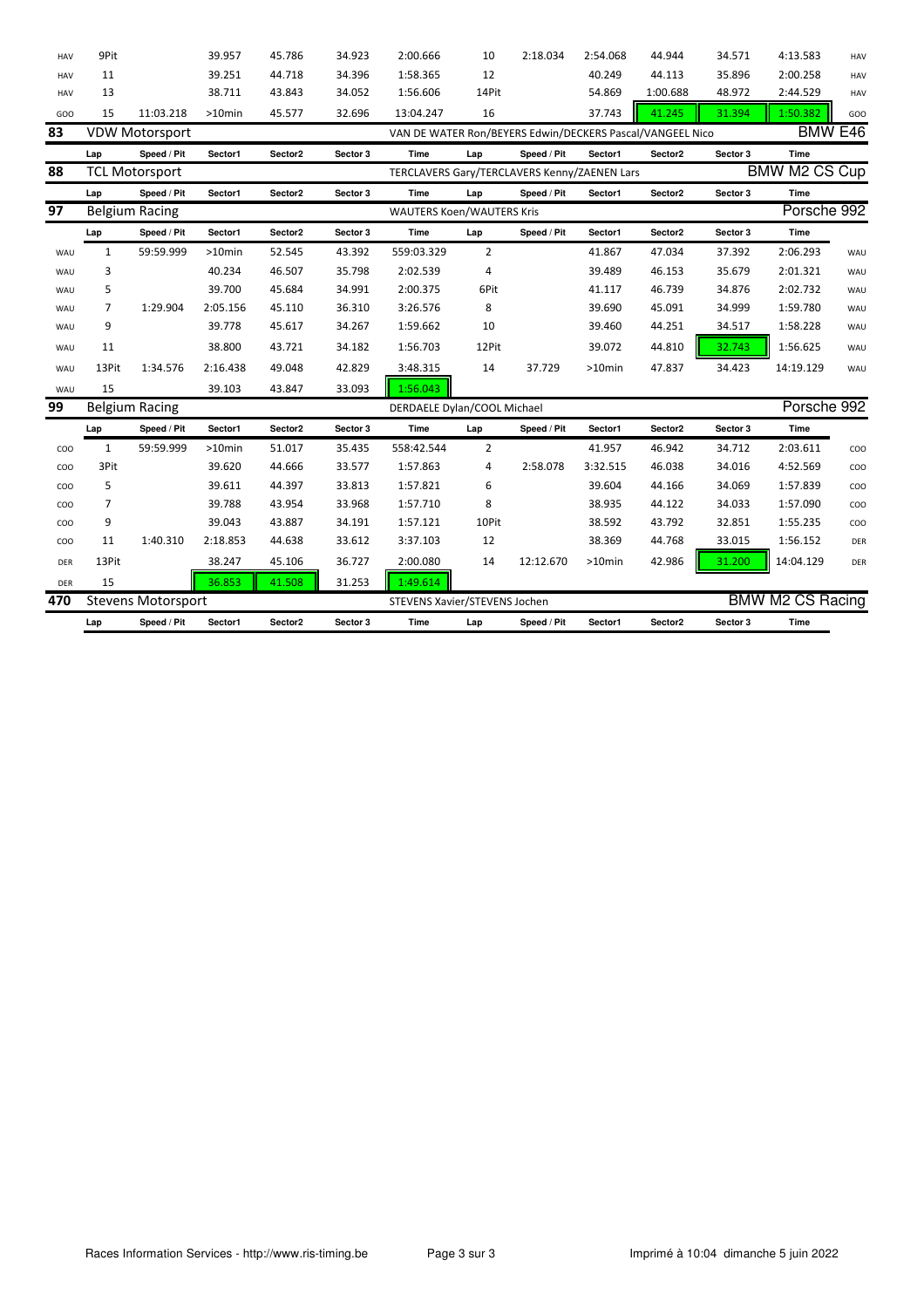| | Lap | Speed / Pit | Sector1 | Sector2 | Sector 3 | Time | Lap | Speed / Pit | Sector1 | Sector2 | Sector 3 | Time | |
|---|---|---|---|---|---|---|---|---|---|---|---|---|---|
| HAV | 9Pit | | 39.957 | 45.786 | 34.923 | 2:00.666 | 10 | 2:18.034 | 2:54.068 | 44.944 | 34.571 | 4:13.583 | HAV |
| HAV | 11 | | 39.251 | 44.718 | 34.396 | 1:58.365 | 12 | | 40.249 | 44.113 | 35.896 | 2:00.258 | HAV |
| HAV | 13 | | 38.711 | 43.843 | 34.052 | 1:56.606 | 14Pit | | 54.869 | 1:00.688 | 48.972 | 2:44.529 | HAV |
| GOO | 15 | 11:03.218 | >10min | 45.577 | 32.696 | 13:04.247 | 16 | | 37.743 | 41.245 | 31.394 | 1:50.382 | GOO |

## 83 VDW Motorsport — VAN DE WATER Ron/BEYERS Edwin/DECKERS Pascal/VANGEEL Nico — BMW E46

| Lap | Speed / Pit | Sector1 | Sector2 | Sector 3 | Time | Lap | Speed / Pit | Sector1 | Sector2 | Sector 3 | Time |
|---|---|---|---|---|---|---|---|---|---|---|---|

## 88 TCL Motorsport — TERCLAVERS Gary/TERCLAVERS Kenny/ZAENEN Lars — BMW M2 CS Cup

| Lap | Speed / Pit | Sector1 | Sector2 | Sector 3 | Time | Lap | Speed / Pit | Sector1 | Sector2 | Sector 3 | Time |
|---|---|---|---|---|---|---|---|---|---|---|---|

## 97 Belgium Racing — WAUTERS Koen/WAUTERS Kris — Porsche 992

| | Lap | Speed / Pit | Sector1 | Sector2 | Sector 3 | Time | Lap | Speed / Pit | Sector1 | Sector2 | Sector 3 | Time | |
|---|---|---|---|---|---|---|---|---|---|---|---|---|---|
| WAU | 1 | 59:59.999 | >10min | 52.545 | 43.392 | 559:03.329 | 2 | | 41.867 | 47.034 | 37.392 | 2:06.293 | WAU |
| WAU | 3 | | 40.234 | 46.507 | 35.798 | 2:02.539 | 4 | | 39.489 | 46.153 | 35.679 | 2:01.321 | WAU |
| WAU | 5 | | 39.700 | 45.684 | 34.991 | 2:00.375 | 6Pit | | 41.117 | 46.739 | 34.876 | 2:02.732 | WAU |
| WAU | 7 | 1:29.904 | 2:05.156 | 45.110 | 36.310 | 3:26.576 | 8 | | 39.690 | 45.091 | 34.999 | 1:59.780 | WAU |
| WAU | 9 | | 39.778 | 45.617 | 34.267 | 1:59.662 | 10 | | 39.460 | 44.251 | 34.517 | 1:58.228 | WAU |
| WAU | 11 | | 38.800 | 43.721 | 34.182 | 1:56.703 | 12Pit | | 39.072 | 44.810 | 32.743 | 1:56.625 | WAU |
| WAU | 13Pit | 1:34.576 | 2:16.438 | 49.048 | 42.829 | 3:48.315 | 14 | 37.729 | >10min | 47.837 | 34.423 | 14:19.129 | WAU |
| WAU | 15 | | 39.103 | 43.847 | 33.093 | 1:56.043 | | | | | | | |

## 99 Belgium Racing — DERDAELE Dylan/COOL Michael — Porsche 992

| | Lap | Speed / Pit | Sector1 | Sector2 | Sector 3 | Time | Lap | Speed / Pit | Sector1 | Sector2 | Sector 3 | Time | |
|---|---|---|---|---|---|---|---|---|---|---|---|---|---|
| COO | 1 | 59:59.999 | >10min | 51.017 | 35.435 | 558:42.544 | 2 | | 41.957 | 46.942 | 34.712 | 2:03.611 | COO |
| COO | 3Pit | | 39.620 | 44.666 | 33.577 | 1:57.863 | 4 | 2:58.078 | 3:32.515 | 46.038 | 34.016 | 4:52.569 | COO |
| COO | 5 | | 39.611 | 44.397 | 33.813 | 1:57.821 | 6 | | 39.604 | 44.166 | 34.069 | 1:57.839 | COO |
| COO | 7 | | 39.788 | 43.954 | 33.968 | 1:57.710 | 8 | | 38.935 | 44.122 | 34.033 | 1:57.090 | COO |
| COO | 9 | | 39.043 | 43.887 | 34.191 | 1:57.121 | 10Pit | | 38.592 | 43.792 | 32.851 | 1:55.235 | COO |
| COO | 11 | 1:40.310 | 2:18.853 | 44.638 | 33.612 | 3:37.103 | 12 | | 38.369 | 44.768 | 33.015 | 1:56.152 | DER |
| DER | 13Pit | | 38.247 | 45.106 | 36.727 | 2:00.080 | 14 | 12:12.670 | >10min | 42.986 | 31.200 | 14:04.129 | DER |
| DER | 15 | | 36.853 | 41.508 | 31.253 | 1:49.614 | | | | | | | |

## 470 Stevens Motorsport — STEVENS Xavier/STEVENS Jochen — BMW M2 CS Racing

| Lap | Speed / Pit | Sector1 | Sector2 | Sector 3 | Time | Lap | Speed / Pit | Sector1 | Sector2 | Sector 3 | Time |
|---|---|---|---|---|---|---|---|---|---|---|---|

Races Information Services - http://www.ris-timing.be

Imprimé à 10:04 dimanche 5 juin 2022